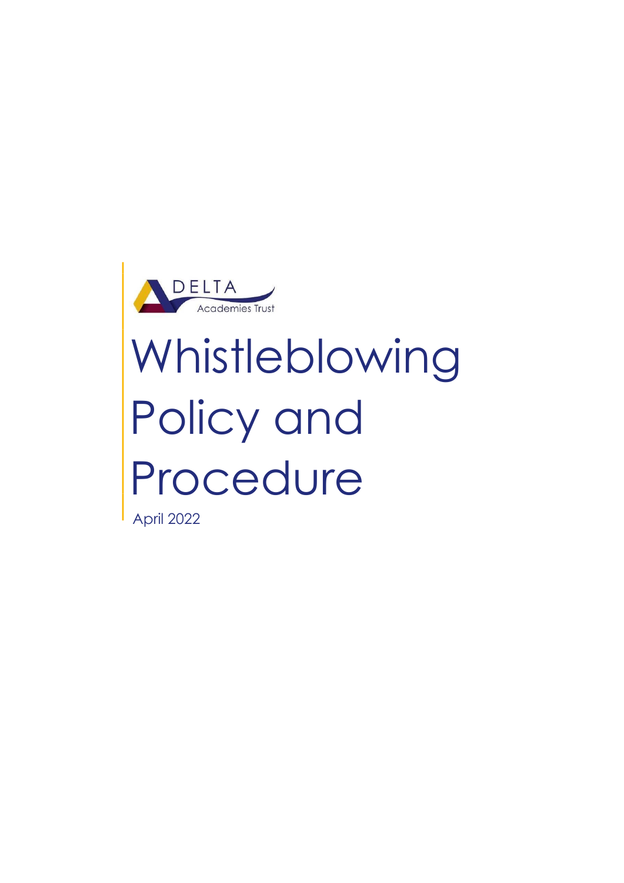DELTA Academies Trust

# Whistleblowing Policy and Procedure

April 2022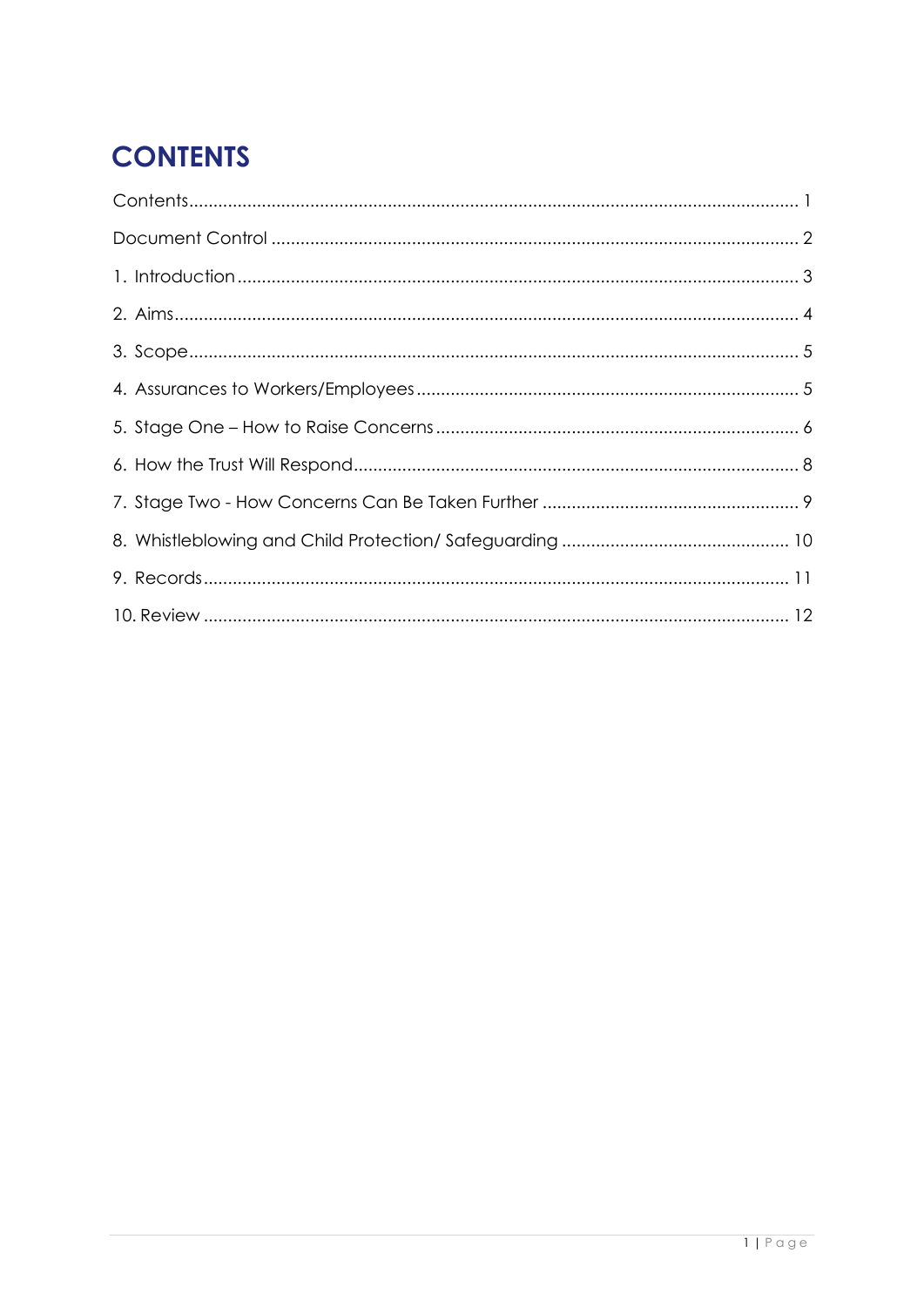# CONTENTS

Contents ........................................................................................................................ 1

Document Control ......................................................................................................... 2

1. Introduction ............................................................................................................... 3
2. Aims ........................................................................................................................... 4
3. Scope ......................................................................................................................... 5
4. Assurances to Workers/Employees .......................................................................... 5
5. Stage One – How to Raise Concerns ....................................................................... 6
6. How the Trust Will Respond ...................................................................................... 8
7. Stage Two - How Concerns Can Be Taken Further ................................................. 9
8. Whistleblowing and Child Protection/ Safeguarding ............................................. 10
9. Records ..................................................................................................................... 11
10. Review ..................................................................................................................... 12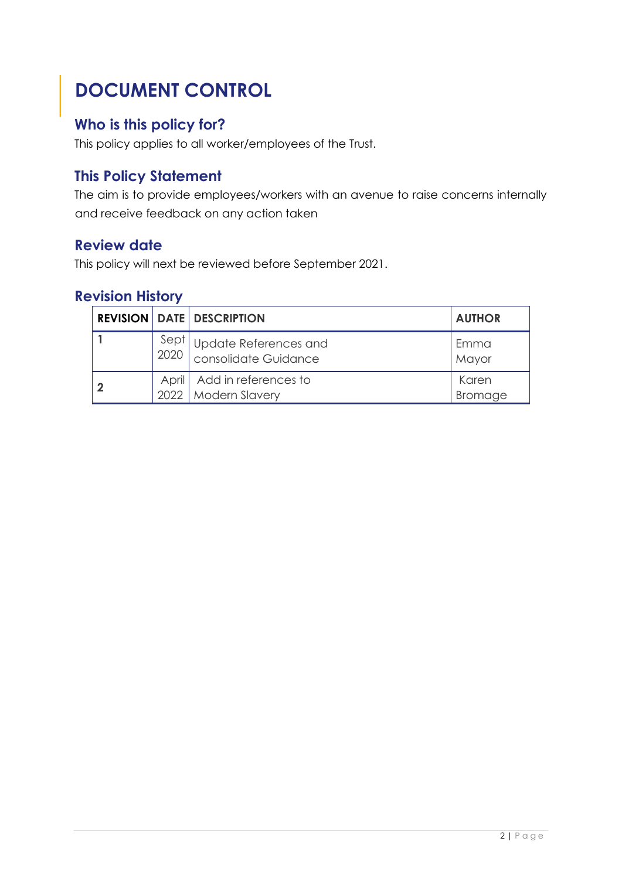# DOCUMENT CONTROL

## Who is this policy for?

This policy applies to all worker/employees of the Trust.

## This Policy Statement

The aim is to provide employees/workers with an avenue to raise concerns internally and receive feedback on any action taken

## Review date

This policy will next be reviewed before September 2021.

## Revision History

| REVISION | DATE | DESCRIPTION | AUTHOR |
|---|---|---|---|
| 1 | Sept 2020 | Update References and consolidate Guidance | Emma Mayor |
| 2 | April 2022 | Add in references to Modern Slavery | Karen Bromage |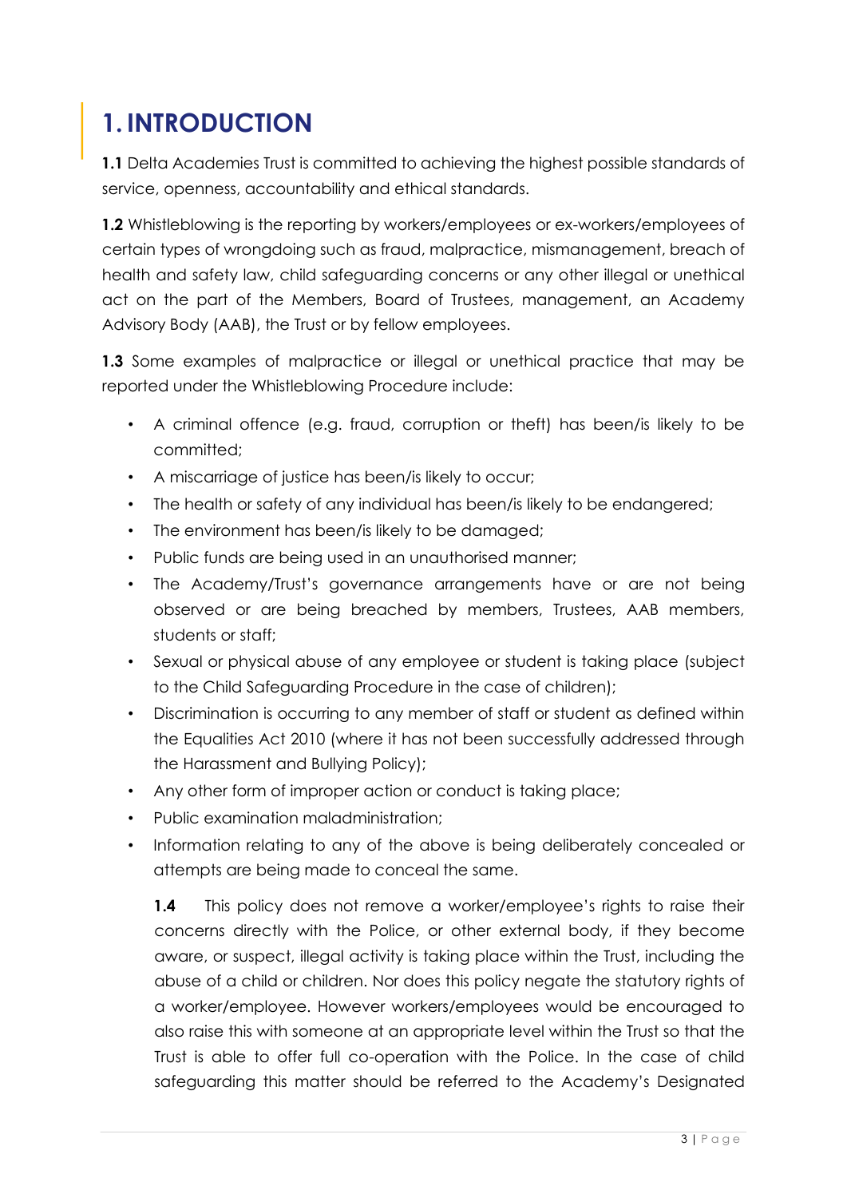# 1. INTRODUCTION

**1.1** Delta Academies Trust is committed to achieving the highest possible standards of service, openness, accountability and ethical standards.

**1.2** Whistleblowing is the reporting by workers/employees or ex-workers/employees of certain types of wrongdoing such as fraud, malpractice, mismanagement, breach of health and safety law, child safeguarding concerns or any other illegal or unethical act on the part of the Members, Board of Trustees, management, an Academy Advisory Body (AAB), the Trust or by fellow employees.

**1.3** Some examples of malpractice or illegal or unethical practice that may be reported under the Whistleblowing Procedure include:

- A criminal offence (e.g. fraud, corruption or theft) has been/is likely to be committed;
- A miscarriage of justice has been/is likely to occur;
- The health or safety of any individual has been/is likely to be endangered;
- The environment has been/is likely to be damaged;
- Public funds are being used in an unauthorised manner;
- The Academy/Trust's governance arrangements have or are not being observed or are being breached by members, Trustees, AAB members, students or staff;
- Sexual or physical abuse of any employee or student is taking place (subject to the Child Safeguarding Procedure in the case of children);
- Discrimination is occurring to any member of staff or student as defined within the Equalities Act 2010 (where it has not been successfully addressed through the Harassment and Bullying Policy);
- Any other form of improper action or conduct is taking place;
- Public examination maladministration;
- Information relating to any of the above is being deliberately concealed or attempts are being made to conceal the same.

**1.4** This policy does not remove a worker/employee's rights to raise their concerns directly with the Police, or other external body, if they become aware, or suspect, illegal activity is taking place within the Trust, including the abuse of a child or children. Nor does this policy negate the statutory rights of a worker/employee. However workers/employees would be encouraged to also raise this with someone at an appropriate level within the Trust so that the Trust is able to offer full co-operation with the Police. In the case of child safeguarding this matter should be referred to the Academy's Designated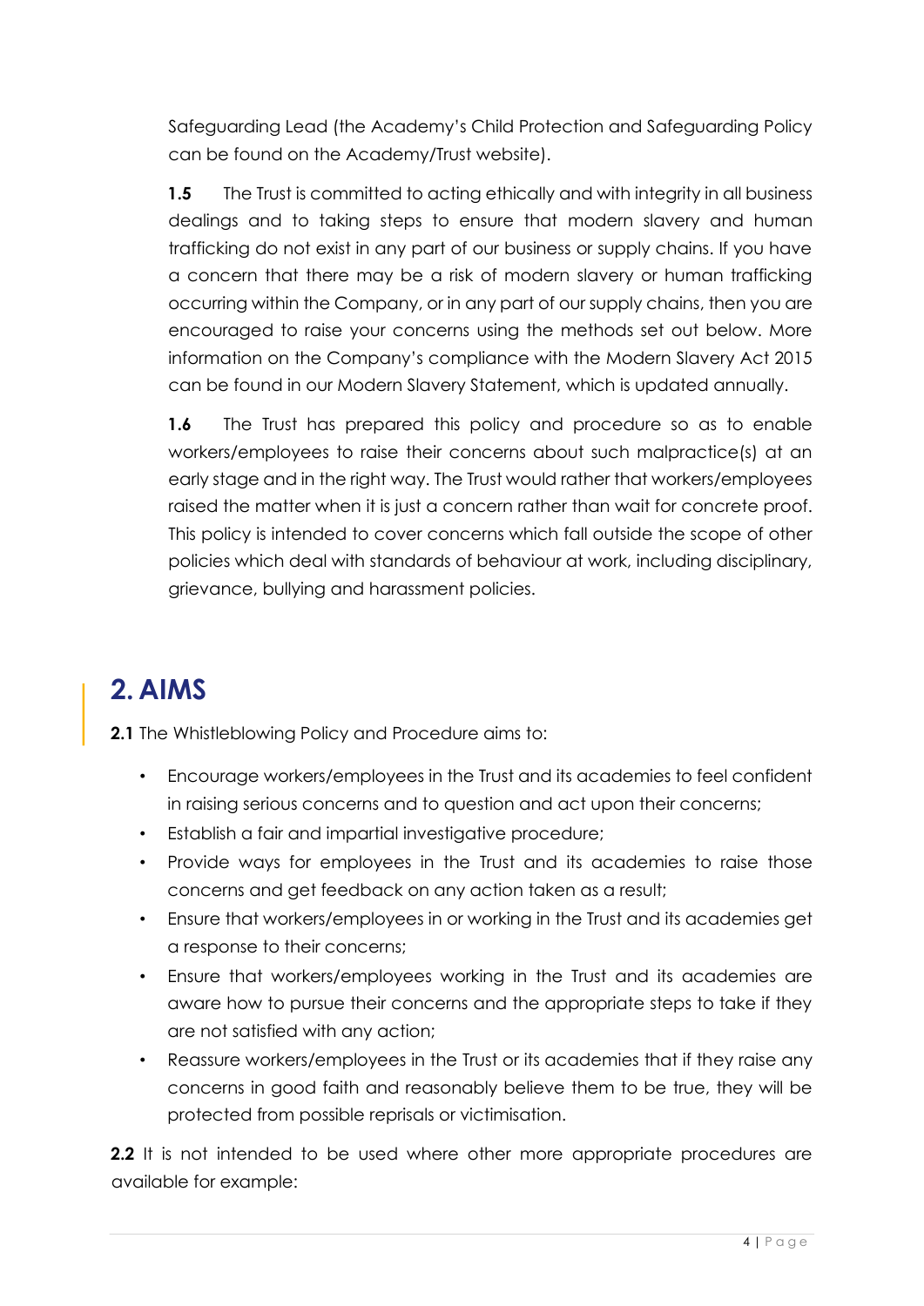Safeguarding Lead (the Academy's Child Protection and Safeguarding Policy can be found on the Academy/Trust website).

**1.5** The Trust is committed to acting ethically and with integrity in all business dealings and to taking steps to ensure that modern slavery and human trafficking do not exist in any part of our business or supply chains. If you have a concern that there may be a risk of modern slavery or human trafficking occurring within the Company, or in any part of our supply chains, then you are encouraged to raise your concerns using the methods set out below. More information on the Company's compliance with the Modern Slavery Act 2015 can be found in our Modern Slavery Statement, which is updated annually.

**1.6** The Trust has prepared this policy and procedure so as to enable workers/employees to raise their concerns about such malpractice(s) at an early stage and in the right way. The Trust would rather that workers/employees raised the matter when it is just a concern rather than wait for concrete proof. This policy is intended to cover concerns which fall outside the scope of other policies which deal with standards of behaviour at work, including disciplinary, grievance, bullying and harassment policies.

## 2. AIMS

**2.1** The Whistleblowing Policy and Procedure aims to:

- Encourage workers/employees in the Trust and its academies to feel confident in raising serious concerns and to question and act upon their concerns;
- Establish a fair and impartial investigative procedure;
- Provide ways for employees in the Trust and its academies to raise those concerns and get feedback on any action taken as a result;
- Ensure that workers/employees in or working in the Trust and its academies get a response to their concerns;
- Ensure that workers/employees working in the Trust and its academies are aware how to pursue their concerns and the appropriate steps to take if they are not satisfied with any action;
- Reassure workers/employees in the Trust or its academies that if they raise any concerns in good faith and reasonably believe them to be true, they will be protected from possible reprisals or victimisation.

**2.2** It is not intended to be used where other more appropriate procedures are available for example: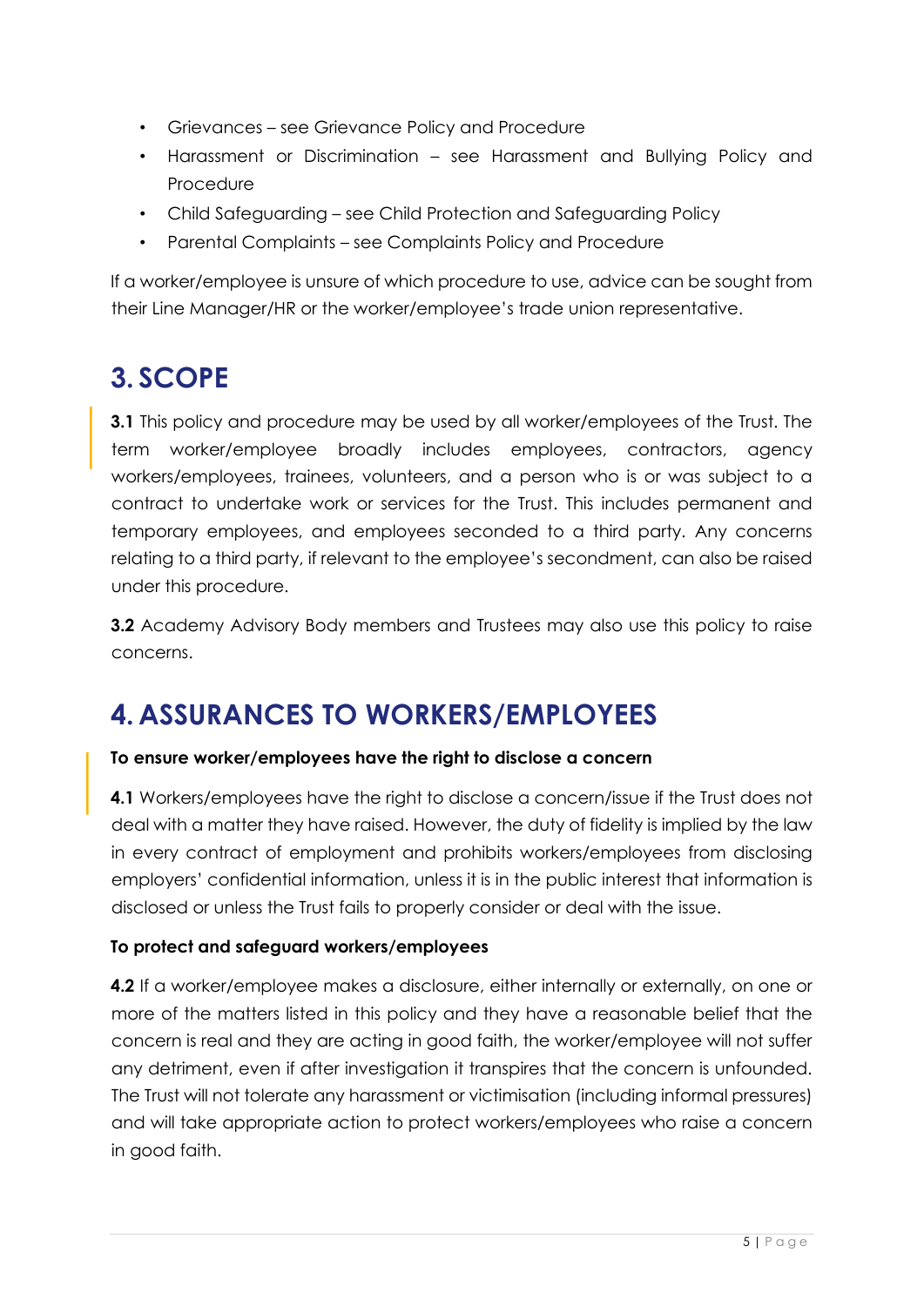- Grievances – see Grievance Policy and Procedure
- Harassment or Discrimination – see Harassment and Bullying Policy and Procedure
- Child Safeguarding – see Child Protection and Safeguarding Policy
- Parental Complaints – see Complaints Policy and Procedure

If a worker/employee is unsure of which procedure to use, advice can be sought from their Line Manager/HR or the worker/employee's trade union representative.

# 3. SCOPE

**3.1** This policy and procedure may be used by all worker/employees of the Trust. The term worker/employee broadly includes employees, contractors, agency workers/employees, trainees, volunteers, and a person who is or was subject to a contract to undertake work or services for the Trust. This includes permanent and temporary employees, and employees seconded to a third party. Any concerns relating to a third party, if relevant to the employee's secondment, can also be raised under this procedure.

**3.2** Academy Advisory Body members and Trustees may also use this policy to raise concerns.

# 4. ASSURANCES TO WORKERS/EMPLOYEES

**To ensure worker/employees have the right to disclose a concern**

**4.1** Workers/employees have the right to disclose a concern/issue if the Trust does not deal with a matter they have raised. However, the duty of fidelity is implied by the law in every contract of employment and prohibits workers/employees from disclosing employers' confidential information, unless it is in the public interest that information is disclosed or unless the Trust fails to properly consider or deal with the issue.

**To protect and safeguard workers/employees**

**4.2** If a worker/employee makes a disclosure, either internally or externally, on one or more of the matters listed in this policy and they have a reasonable belief that the concern is real and they are acting in good faith, the worker/employee will not suffer any detriment, even if after investigation it transpires that the concern is unfounded. The Trust will not tolerate any harassment or victimisation (including informal pressures) and will take appropriate action to protect workers/employees who raise a concern in good faith.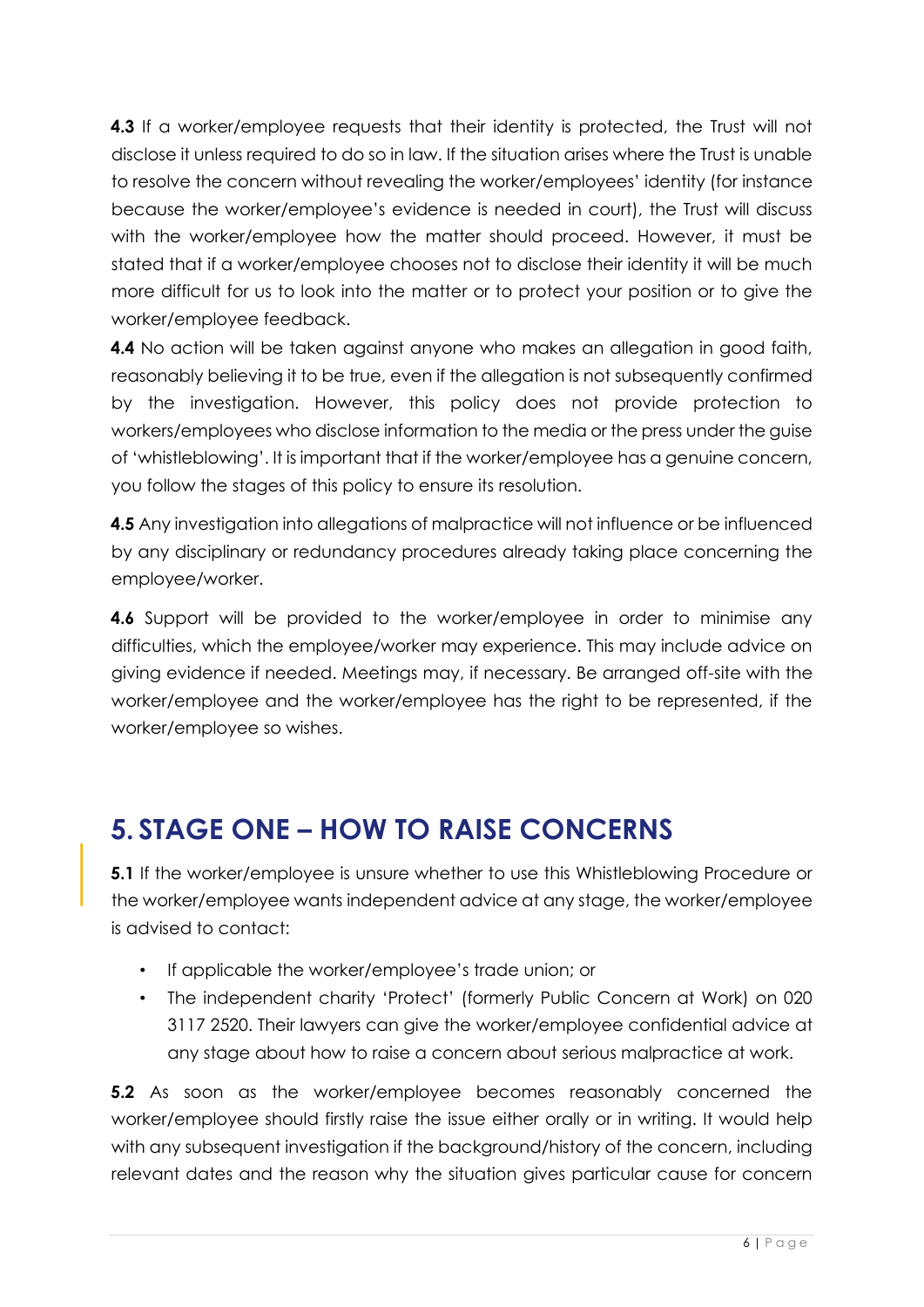**4.3** If a worker/employee requests that their identity is protected, the Trust will not disclose it unless required to do so in law. If the situation arises where the Trust is unable to resolve the concern without revealing the worker/employees' identity (for instance because the worker/employee's evidence is needed in court), the Trust will discuss with the worker/employee how the matter should proceed. However, it must be stated that if a worker/employee chooses not to disclose their identity it will be much more difficult for us to look into the matter or to protect your position or to give the worker/employee feedback.

**4.4** No action will be taken against anyone who makes an allegation in good faith, reasonably believing it to be true, even if the allegation is not subsequently confirmed by the investigation. However, this policy does not provide protection to workers/employees who disclose information to the media or the press under the guise of 'whistleblowing'. It is important that if the worker/employee has a genuine concern, you follow the stages of this policy to ensure its resolution.

**4.5** Any investigation into allegations of malpractice will not influence or be influenced by any disciplinary or redundancy procedures already taking place concerning the employee/worker.

**4.6** Support will be provided to the worker/employee in order to minimise any difficulties, which the employee/worker may experience. This may include advice on giving evidence if needed. Meetings may, if necessary. Be arranged off-site with the worker/employee and the worker/employee has the right to be represented, if the worker/employee so wishes.

## 5. STAGE ONE – HOW TO RAISE CONCERNS

**5.1** If the worker/employee is unsure whether to use this Whistleblowing Procedure or the worker/employee wants independent advice at any stage, the worker/employee is advised to contact:

- If applicable the worker/employee's trade union; or
- The independent charity 'Protect' (formerly Public Concern at Work) on 020 3117 2520. Their lawyers can give the worker/employee confidential advice at any stage about how to raise a concern about serious malpractice at work.

**5.2** As soon as the worker/employee becomes reasonably concerned the worker/employee should firstly raise the issue either orally or in writing. It would help with any subsequent investigation if the background/history of the concern, including relevant dates and the reason why the situation gives particular cause for concern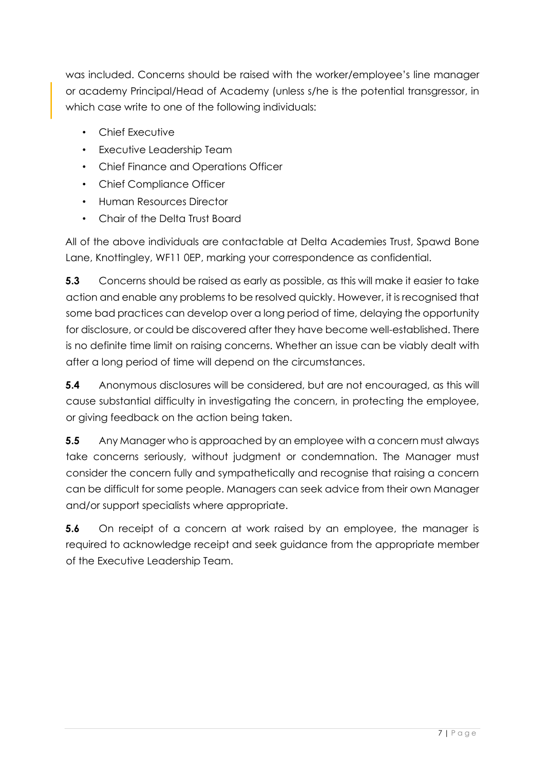was included. Concerns should be raised with the worker/employee's line manager or academy Principal/Head of Academy (unless s/he is the potential transgressor, in which case write to one of the following individuals:

- Chief Executive
- Executive Leadership Team
- Chief Finance and Operations Officer
- Chief Compliance Officer
- Human Resources Director
- Chair of the Delta Trust Board

All of the above individuals are contactable at Delta Academies Trust, Spawd Bone Lane, Knottingley, WF11 0EP, marking your correspondence as confidential.

**5.3** Concerns should be raised as early as possible, as this will make it easier to take action and enable any problems to be resolved quickly. However, it is recognised that some bad practices can develop over a long period of time, delaying the opportunity for disclosure, or could be discovered after they have become well-established. There is no definite time limit on raising concerns. Whether an issue can be viably dealt with after a long period of time will depend on the circumstances.

**5.4** Anonymous disclosures will be considered, but are not encouraged, as this will cause substantial difficulty in investigating the concern, in protecting the employee, or giving feedback on the action being taken.

**5.5** Any Manager who is approached by an employee with a concern must always take concerns seriously, without judgment or condemnation. The Manager must consider the concern fully and sympathetically and recognise that raising a concern can be difficult for some people. Managers can seek advice from their own Manager and/or support specialists where appropriate.

**5.6** On receipt of a concern at work raised by an employee, the manager is required to acknowledge receipt and seek guidance from the appropriate member of the Executive Leadership Team.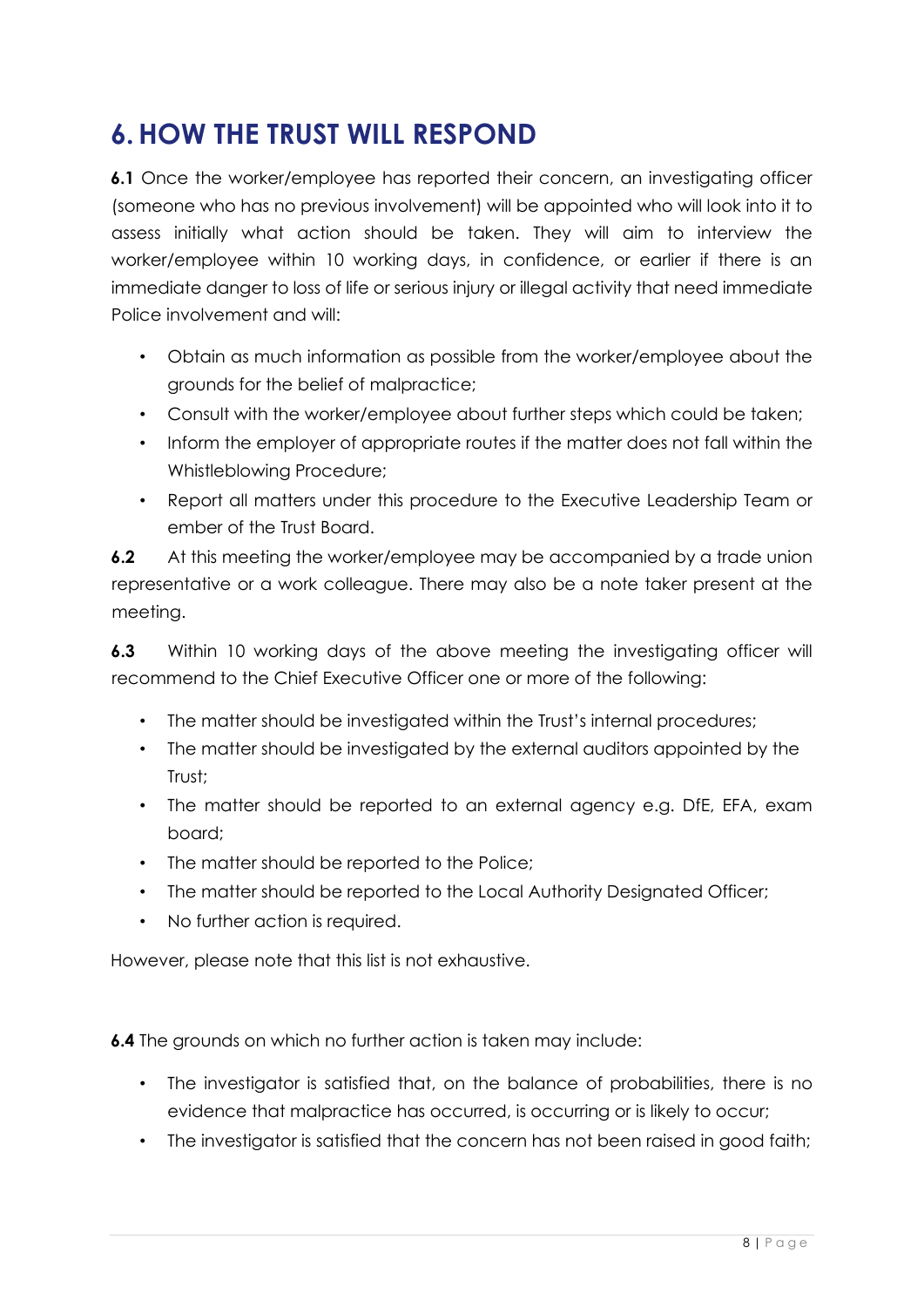# 6. HOW THE TRUST WILL RESPOND

**6.1** Once the worker/employee has reported their concern, an investigating officer (someone who has no previous involvement) will be appointed who will look into it to assess initially what action should be taken. They will aim to interview the worker/employee within 10 working days, in confidence, or earlier if there is an immediate danger to loss of life or serious injury or illegal activity that need immediate Police involvement and will:

- Obtain as much information as possible from the worker/employee about the grounds for the belief of malpractice;
- Consult with the worker/employee about further steps which could be taken;
- Inform the employer of appropriate routes if the matter does not fall within the Whistleblowing Procedure;
- Report all matters under this procedure to the Executive Leadership Team or ember of the Trust Board.

**6.2** At this meeting the worker/employee may be accompanied by a trade union representative or a work colleague. There may also be a note taker present at the meeting.

**6.3** Within 10 working days of the above meeting the investigating officer will recommend to the Chief Executive Officer one or more of the following:

- The matter should be investigated within the Trust's internal procedures;
- The matter should be investigated by the external auditors appointed by the Trust;
- The matter should be reported to an external agency e.g. DfE, EFA, exam board;
- The matter should be reported to the Police;
- The matter should be reported to the Local Authority Designated Officer;
- No further action is required.

However, please note that this list is not exhaustive.

**6.4** The grounds on which no further action is taken may include:

- The investigator is satisfied that, on the balance of probabilities, there is no evidence that malpractice has occurred, is occurring or is likely to occur;
- The investigator is satisfied that the concern has not been raised in good faith;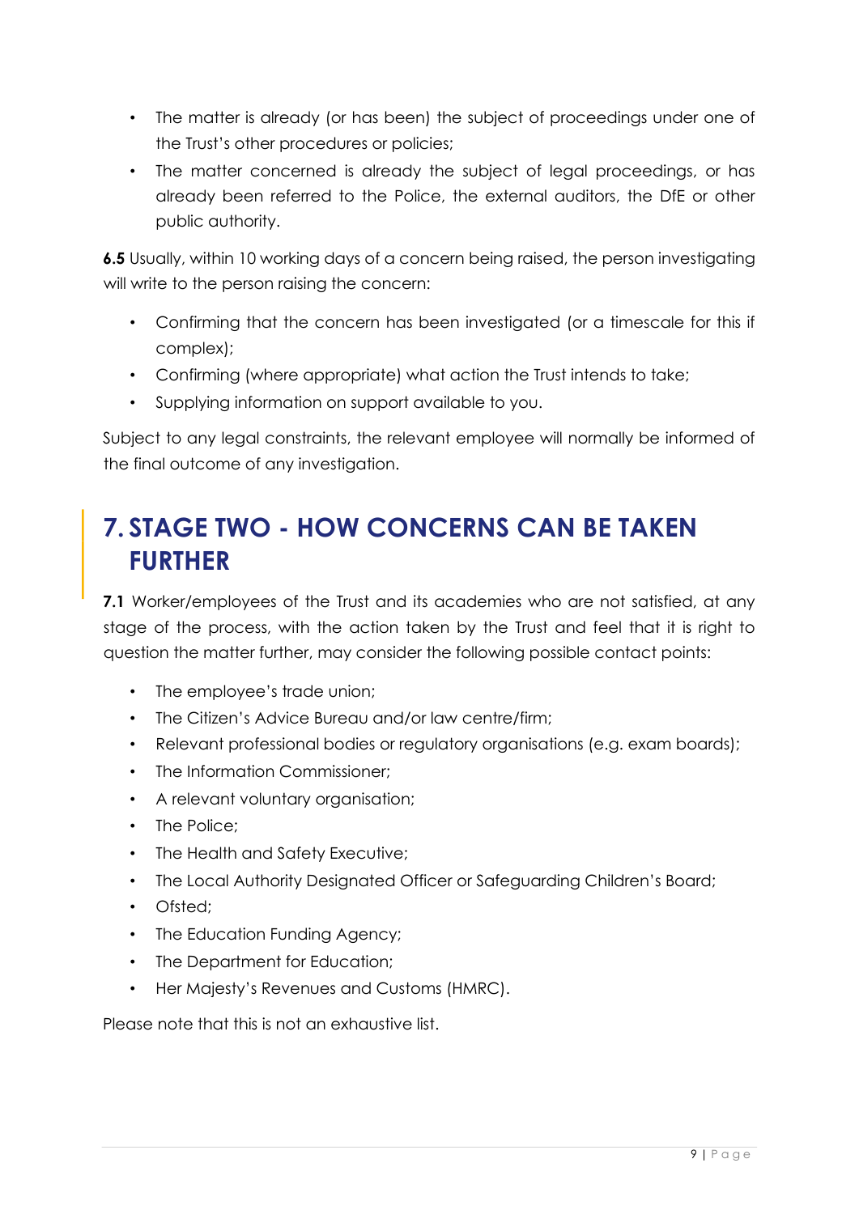- The matter is already (or has been) the subject of proceedings under one of the Trust's other procedures or policies;
- The matter concerned is already the subject of legal proceedings, or has already been referred to the Police, the external auditors, the DfE or other public authority.

**6.5** Usually, within 10 working days of a concern being raised, the person investigating will write to the person raising the concern:

- Confirming that the concern has been investigated (or a timescale for this if complex);
- Confirming (where appropriate) what action the Trust intends to take;
- Supplying information on support available to you.

Subject to any legal constraints, the relevant employee will normally be informed of the final outcome of any investigation.

# 7. STAGE TWO - HOW CONCERNS CAN BE TAKEN FURTHER

**7.1** Worker/employees of the Trust and its academies who are not satisfied, at any stage of the process, with the action taken by the Trust and feel that it is right to question the matter further, may consider the following possible contact points:

- The employee's trade union;
- The Citizen's Advice Bureau and/or law centre/firm;
- Relevant professional bodies or regulatory organisations (e.g. exam boards);
- The Information Commissioner;
- A relevant voluntary organisation;
- The Police;
- The Health and Safety Executive;
- The Local Authority Designated Officer or Safeguarding Children's Board;
- Ofsted;
- The Education Funding Agency;
- The Department for Education;
- Her Majesty's Revenues and Customs (HMRC).

Please note that this is not an exhaustive list.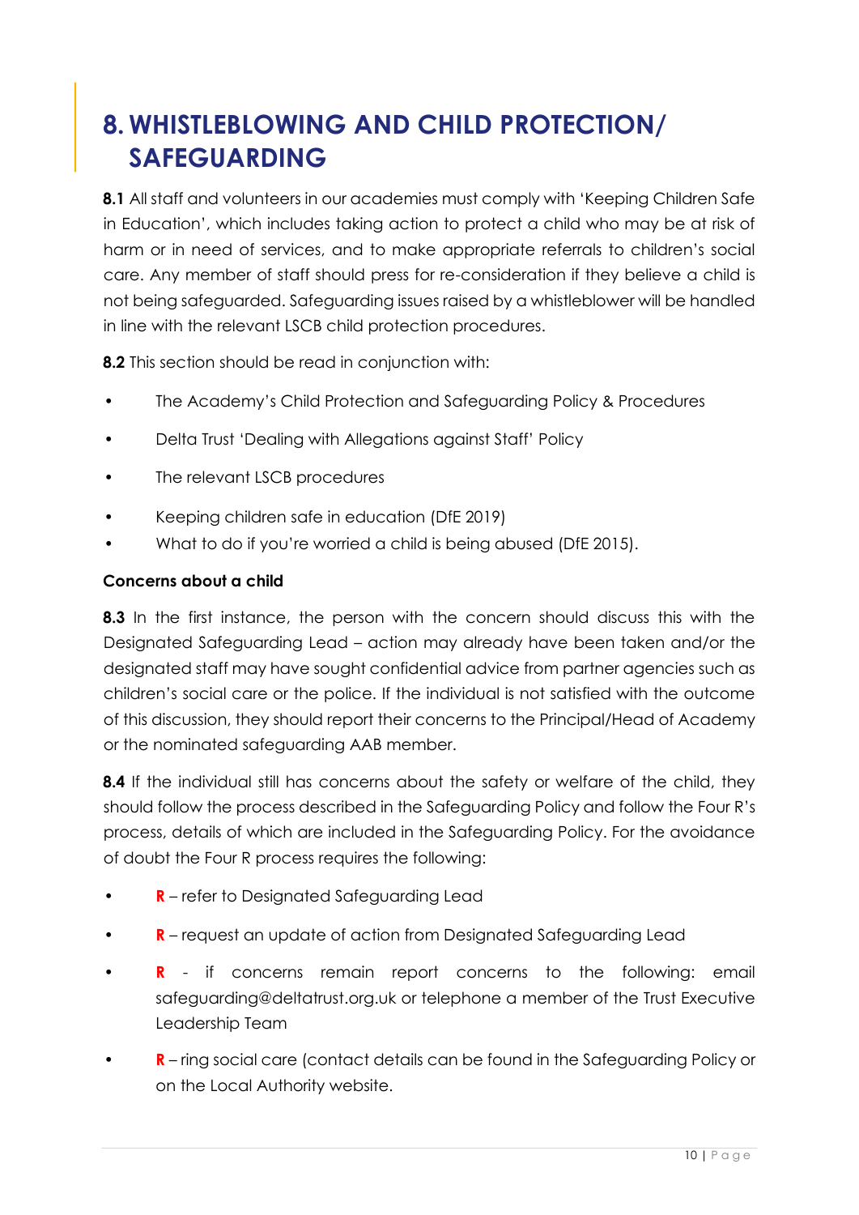# 8. WHISTLEBLOWING AND CHILD PROTECTION/ SAFEGUARDING

**8.1** All staff and volunteers in our academies must comply with 'Keeping Children Safe in Education', which includes taking action to protect a child who may be at risk of harm or in need of services, and to make appropriate referrals to children's social care. Any member of staff should press for re-consideration if they believe a child is not being safeguarded. Safeguarding issues raised by a whistleblower will be handled in line with the relevant LSCB child protection procedures.

**8.2** This section should be read in conjunction with:

- The Academy's Child Protection and Safeguarding Policy & Procedures
- Delta Trust 'Dealing with Allegations against Staff' Policy
- The relevant LSCB procedures
- Keeping children safe in education (DfE 2019)
- What to do if you're worried a child is being abused (DfE 2015).

**Concerns about a child**

**8.3** In the first instance, the person with the concern should discuss this with the Designated Safeguarding Lead – action may already have been taken and/or the designated staff may have sought confidential advice from partner agencies such as children's social care or the police. If the individual is not satisfied with the outcome of this discussion, they should report their concerns to the Principal/Head of Academy or the nominated safeguarding AAB member.

**8.4** If the individual still has concerns about the safety or welfare of the child, they should follow the process described in the Safeguarding Policy and follow the Four R's process, details of which are included in the Safeguarding Policy. For the avoidance of doubt the Four R process requires the following:

- **R** – refer to Designated Safeguarding Lead
- **R** – request an update of action from Designated Safeguarding Lead
- **R** - if concerns remain report concerns to the following: email safeguarding@deltatrust.org.uk or telephone a member of the Trust Executive Leadership Team
- **R** – ring social care (contact details can be found in the Safeguarding Policy or on the Local Authority website.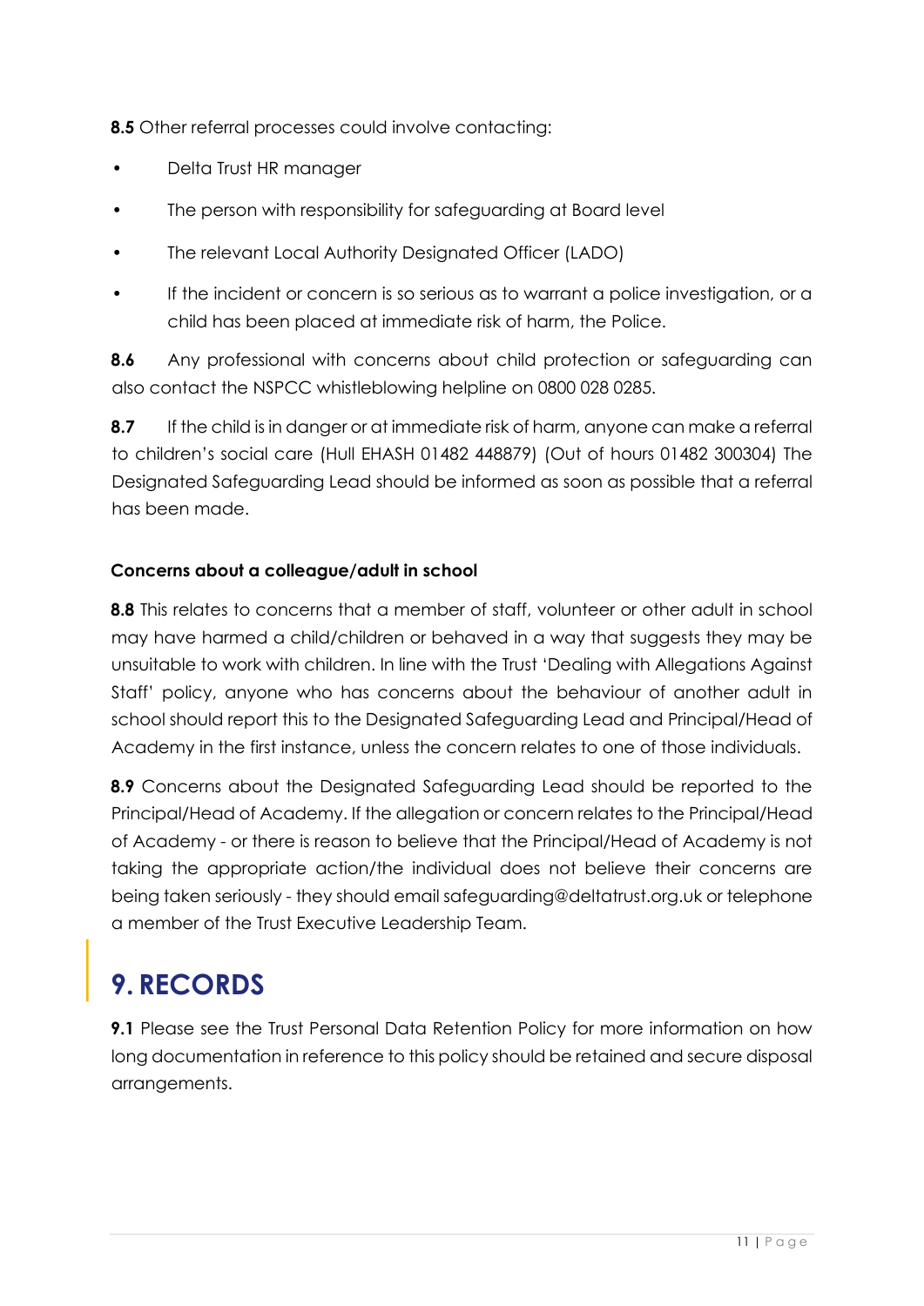**8.5** Other referral processes could involve contacting:

- Delta Trust HR manager
- The person with responsibility for safeguarding at Board level
- The relevant Local Authority Designated Officer (LADO)
- If the incident or concern is so serious as to warrant a police investigation, or a child has been placed at immediate risk of harm, the Police.

**8.6** Any professional with concerns about child protection or safeguarding can also contact the NSPCC whistleblowing helpline on 0800 028 0285.

**8.7** If the child is in danger or at immediate risk of harm, anyone can make a referral to children's social care (Hull EHASH 01482 448879) (Out of hours 01482 300304) The Designated Safeguarding Lead should be informed as soon as possible that a referral has been made.

**Concerns about a colleague/adult in school**

**8.8** This relates to concerns that a member of staff, volunteer or other adult in school may have harmed a child/children or behaved in a way that suggests they may be unsuitable to work with children. In line with the Trust 'Dealing with Allegations Against Staff' policy, anyone who has concerns about the behaviour of another adult in school should report this to the Designated Safeguarding Lead and Principal/Head of Academy in the first instance, unless the concern relates to one of those individuals.

**8.9** Concerns about the Designated Safeguarding Lead should be reported to the Principal/Head of Academy. If the allegation or concern relates to the Principal/Head of Academy - or there is reason to believe that the Principal/Head of Academy is not taking the appropriate action/the individual does not believe their concerns are being taken seriously - they should email safeguarding@deltatrust.org.uk or telephone a member of the Trust Executive Leadership Team.

# 9. RECORDS

**9.1** Please see the Trust Personal Data Retention Policy for more information on how long documentation in reference to this policy should be retained and secure disposal arrangements.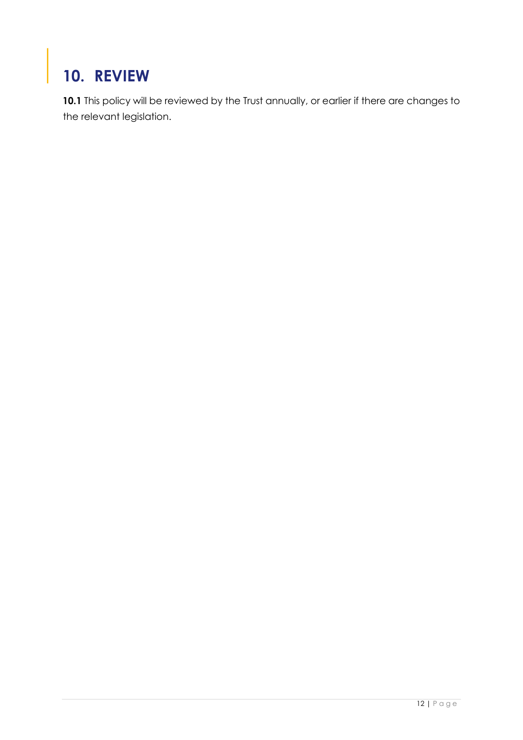## 10. REVIEW

**10.1** This policy will be reviewed by the Trust annually, or earlier if there are changes to the relevant legislation.